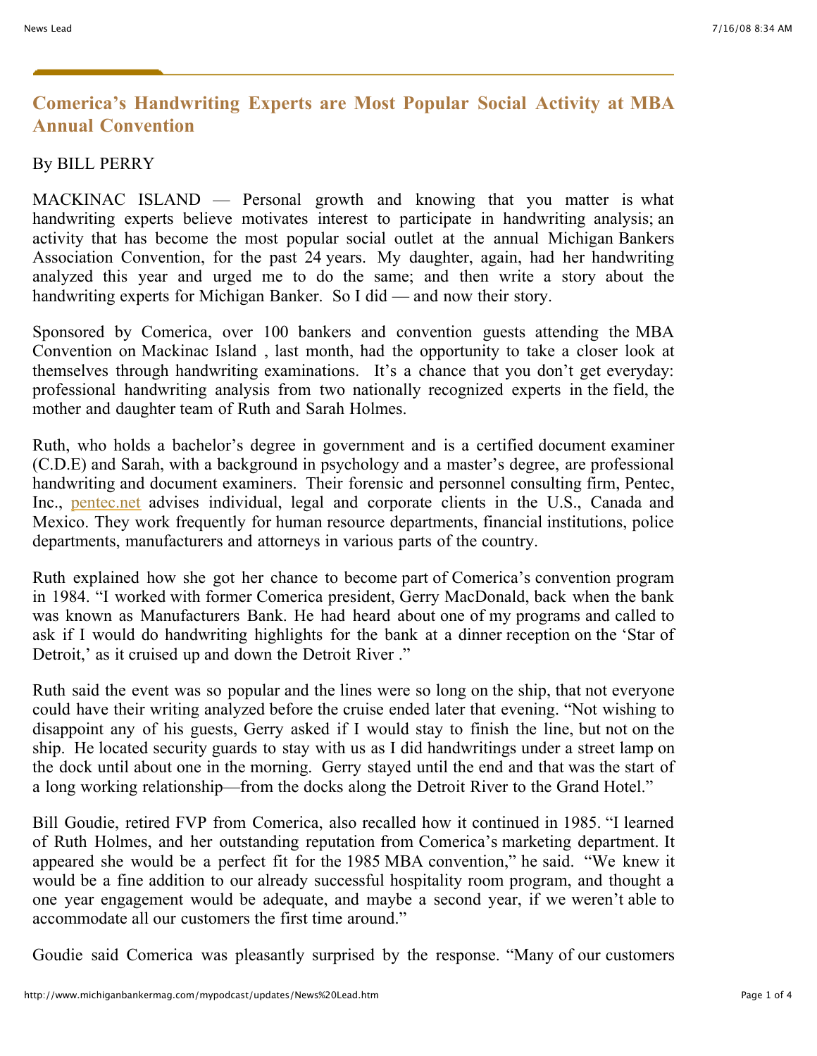# Comerica's Handwriting Experts are Most Popular Social Activity at MBA Annual Convention

By BILL PERRY

MACKINAC ISLAND — Personal growth and knowing that you matter is what handwriting experts believe motivates interest to participate in handwriting analysis; an activity that has become the most popular social outlet at the annual Michigan Bankers Association Convention, for the past 24 years. My daughter, again, had her handwriting analyzed this year and urged me to do the same; and then write a story about the handwriting experts for Michigan Banker. So I did — and now their story.

Sponsored by Comerica, over 100 bankers and convention guests attending the MBA Convention on Mackinac Island , last month, had the opportunity to take a closer look at themselves through handwriting examinations. It's a chance that you don't get everyday: professional handwriting analysis from two nationally recognized experts in the field, the mother and daughter team of Ruth and Sarah Holmes.

Ruth, who holds a bachelor's degree in government and is a certified document examiner (C.D.E) and Sarah, with a background in psychology and a master's degree, are professional handwriting and document examiners. Their forensic and personnel consulting firm, Pentec, Inc., pentec.net advises individual, legal and corporate clients in the U.S., Canada and Mexico. They work frequently for human resource departments, financial institutions, police departments, manufacturers and attorneys in various parts of the country.

Ruth explained how she got her chance to become part of Comerica's convention program in 1984. "I worked with former Comerica president, Gerry MacDonald, back when the bank was known as Manufacturers Bank. He had heard about one of my programs and called to ask if I would do handwriting highlights for the bank at a dinner reception on the 'Star of Detroit,' as it cruised up and down the Detroit River ."

Ruth said the event was so popular and the lines were so long on the ship, that not everyone could have their writing analyzed before the cruise ended later that evening. "Not wishing to disappoint any of his guests, Gerry asked if I would stay to finish the line, but not on the ship. He located security guards to stay with us as I did handwritings under a street lamp on the dock until about one in the morning. Gerry stayed until the end and that was the start of a long working relationship—from the docks along the Detroit River to the Grand Hotel."

Bill Goudie, retired FVP from Comerica, also recalled how it continued in 1985. "I learned of Ruth Holmes, and her outstanding reputation from Comerica's marketing department. It appeared she would be a perfect fit for the 1985 MBA convention," he said. "We knew it would be a fine addition to our already successful hospitality room program, and thought a one year engagement would be adequate, and maybe a second year, if we weren't able to accommodate all our customers the first time around."

Goudie said Comerica was pleasantly surprised by the response. "Many of our customers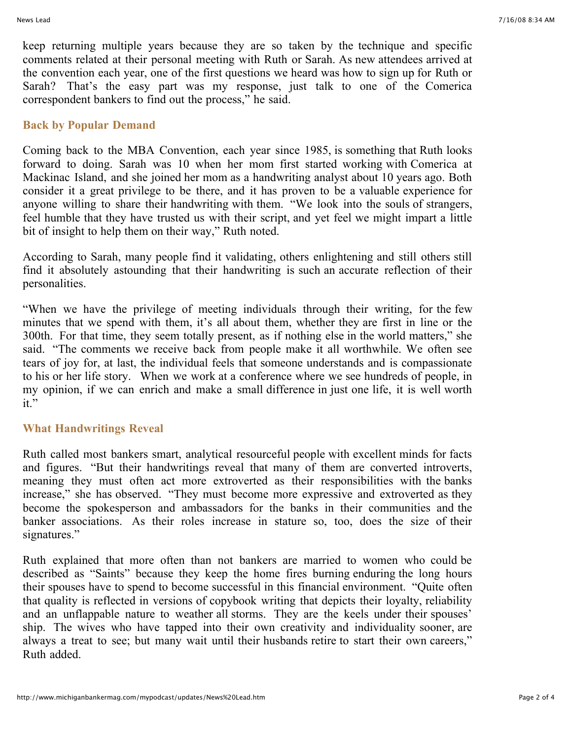keep returning multiple years because they are so taken by the technique and specific comments related at their personal meeting with Ruth or Sarah. As new attendees arrived at the convention each year, one of the first questions we heard was how to sign up for Ruth or Sarah? That's the easy part was my response, just talk to one of the Comerica correspondent bankers to find out the process," he said.

### Back by Popular Demand

Coming back to the MBA Convention, each year since 1985, is something that Ruth looks forward to doing. Sarah was 10 when her mom first started working with Comerica at Mackinac Island, and she joined her mom as a handwriting analyst about 10 years ago. Both consider it a great privilege to be there, and it has proven to be a valuable experience for anyone willing to share their handwriting with them. "We look into the souls of strangers, feel humble that they have trusted us with their script, and yet feel we might impart a little bit of insight to help them on their way," Ruth noted.

According to Sarah, many people find it validating, others enlightening and still others still find it absolutely astounding that their handwriting is such an accurate reflection of their personalities.

"When we have the privilege of meeting individuals through their writing, for the few minutes that we spend with them, it's all about them, whether they are first in line or the 300th. For that time, they seem totally present, as if nothing else in the world matters," she said. "The comments we receive back from people make it all worthwhile. We often see tears of joy for, at last, the individual feels that someone understands and is compassionate to his or her life story. When we work at a conference where we see hundreds of people, in my opinion, if we can enrich and make a small difference in just one life, it is well worth it."

### What Handwritings Reveal

Ruth called most bankers smart, analytical resourceful people with excellent minds for facts and figures. "But their handwritings reveal that many of them are converted introverts, meaning they must often act more extroverted as their responsibilities with the banks increase," she has observed. "They must become more expressive and extroverted as they become the spokesperson and ambassadors for the banks in their communities and the banker associations. As their roles increase in stature so, too, does the size of their signatures."

Ruth explained that more often than not bankers are married to women who could be described as "Saints" because they keep the home fires burning enduring the long hours their spouses have to spend to become successful in this financial environment. "Quite often that quality is reflected in versions of copybook writing that depicts their loyalty, reliability and an unflappable nature to weather all storms. They are the keels under their spouses' ship. The wives who have tapped into their own creativity and individuality sooner, are always a treat to see; but many wait until their husbands retire to start their own careers," Ruth added.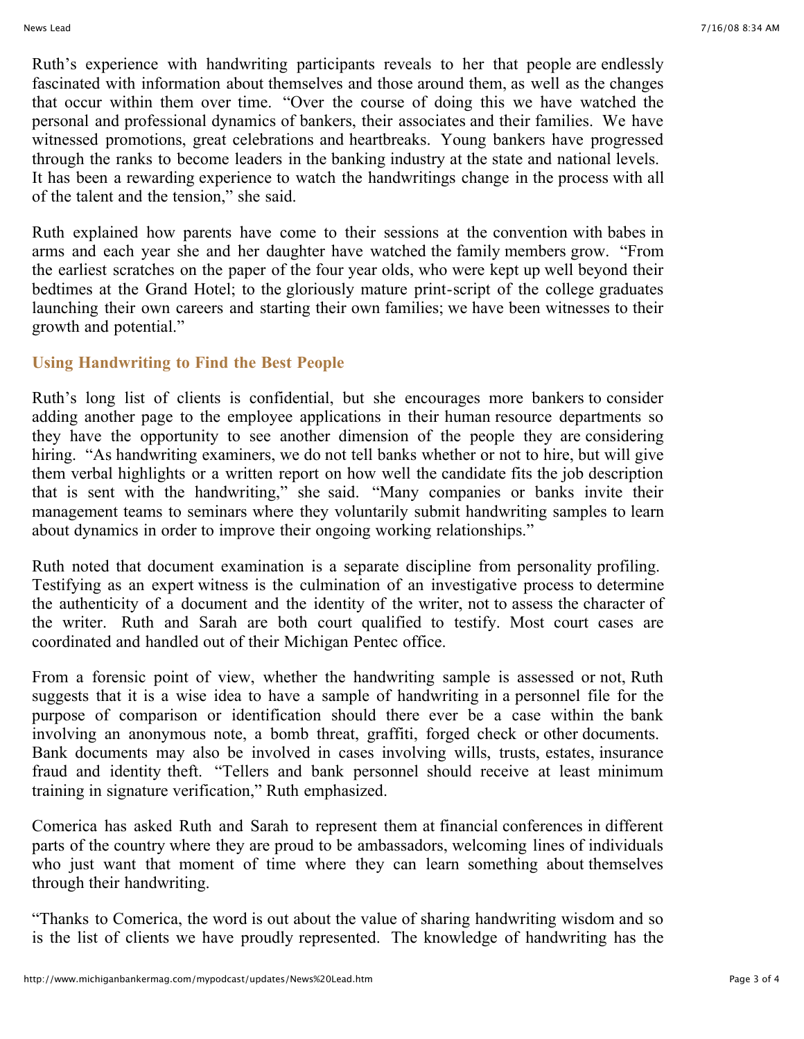Ruth's experience with handwriting participants reveals to her that people are endlessly fascinated with information about themselves and those around them, as well as the changes that occur within them over time. "Over the course of doing this we have watched the personal and professional dynamics of bankers, their associates and their families. We have witnessed promotions, great celebrations and heartbreaks. Young bankers have progressed through the ranks to become leaders in the banking industry at the state and national levels. It has been a rewarding experience to watch the handwritings change in the process with all of the talent and the tension," she said.

Ruth explained how parents have come to their sessions at the convention with babes in arms and each year she and her daughter have watched the family members grow. "From the earliest scratches on the paper of the four year olds, who were kept up well beyond their bedtimes at the Grand Hotel; to the gloriously mature print-script of the college graduates launching their own careers and starting their own families; we have been witnesses to their growth and potential."

### Using Handwriting to Find the Best People

Ruth's long list of clients is confidential, but she encourages more bankers to consider adding another page to the employee applications in their human resource departments so they have the opportunity to see another dimension of the people they are considering hiring. "As handwriting examiners, we do not tell banks whether or not to hire, but will give them verbal highlights or a written report on how well the candidate fits the job description that is sent with the handwriting," she said. "Many companies or banks invite their management teams to seminars where they voluntarily submit handwriting samples to learn about dynamics in order to improve their ongoing working relationships."

Ruth noted that document examination is a separate discipline from personality profiling. Testifying as an expert witness is the culmination of an investigative process to determine the authenticity of a document and the identity of the writer, not to assess the character of the writer. Ruth and Sarah are both court qualified to testify. Most court cases are coordinated and handled out of their Michigan Pentec office.

From a forensic point of view, whether the handwriting sample is assessed or not, Ruth suggests that it is a wise idea to have a sample of handwriting in a personnel file for the purpose of comparison or identification should there ever be a case within the bank involving an anonymous note, a bomb threat, graffiti, forged check or other documents. Bank documents may also be involved in cases involving wills, trusts, estates, insurance fraud and identity theft. "Tellers and bank personnel should receive at least minimum training in signature verification," Ruth emphasized.

Comerica has asked Ruth and Sarah to represent them at financial conferences in different parts of the country where they are proud to be ambassadors, welcoming lines of individuals who just want that moment of time where they can learn something about themselves through their handwriting.

"Thanks to Comerica, the word is out about the value of sharing handwriting wisdom and so is the list of clients we have proudly represented. The knowledge of handwriting has the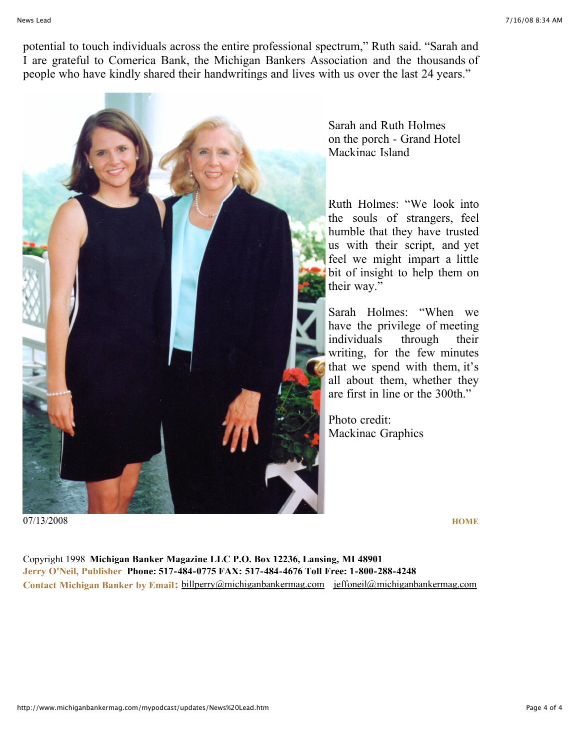potential to touch individuals across the entire professional spectrum," Ruth said. "Sarah and I are grateful to Comerica Bank, the Michigan Bankers Association and the thousands of people who have kindly shared their handwritings and lives with us over the last 24 years."

Sarah and Ruth Holmes on the porch - Grand Hotel Mackinac Island

Ruth Holmes: "We look into the souls of strangers, feel humble that they have trusted us with their script, and yet feel we might impart a little bit of insight to help them on their way."

Sarah Holmes: "When we have the privilege of meeting individuals through their writing, for the few minutes that we spend with them, it's all about them, whether they are first in line or the 300th."

Photo credit:
Mackinac Graphics

07/13/2008

**HOME**

Copyright 1998 **Michigan Banker Magazine LLC P.O. Box 12236, Lansing, MI 48901**
**Jerry O'Neil, Publisher** **Phone: 517-484-0775 FAX: 517-484-4676 Toll Free: 1-800-288-4248**
**Contact Michigan Banker by Email:** billperry@michiganbankermag.com jeffoneil@michiganbankermag.com